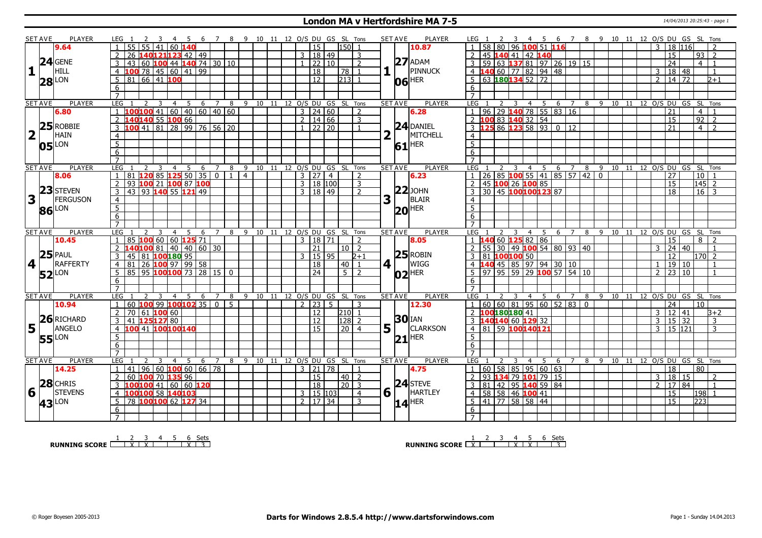# London MA v Hertfordshire MA 7-5

14/04/2013 20:25:43 - page 1

| SET AVE | PLAYER | LEG | 1 | 2 | 3 | 4 | 5 | 6 | 7 | 8 | 9 | 10 | 11 | 12 | O/S | DU | GS | SL | Tons | SET AVE | PLAYER | LEG | 1 | 2 | 3 | 4 | 5 | 6 | 7 | 8 | 9 | 10 | 11 | 12 | O/S | DU | GS | SL | Tons |
|---|---|---|---|---|---|---|---|---|---|---|---|---|---|---|---|---|---|---|---|---|---|---|---|---|---|---|---|---|---|---|---|---|---|---|---|---|---|---|---|
| 9.64 | | 1 | 55 | 55 | 41 | 60 | 140 | | | | | | | | | 15 | | 150 | 1 | 10.87 | | 1 | 58 | 80 | 96 | 100 | 51 | 116 | | | | | | | 3 | 18 | 116 | | 2 |
| 24 | GENE | 2 | 26 | 140 | 121 | 123 | 42 | 49 | | | | | | | 3 | 18 | 49 | | 3 | 27 | ADAM | 2 | 45 | 140 | 41 | 42 | 140 | | | | | | | | | 15 | | 93 | 2 |
| 1 | HILL | 3 | 43 | 60 | 100 | 44 | 140 | 74 | 30 | 10 | | | | | 1 | 22 | 10 | | 2 | 1 | PINNUCK | 3 | 59 | 63 | 137 | 81 | 97 | 26 | 19 | 15 | | | | | | 24 | | 4 | 1 |
| 28 | LON | 4 | 100 | 78 | 45 | 60 | 41 | 99 | | | | | | | | 18 | | 78 | 1 | 06 | HER | 4 | 140 | 60 | 77 | 82 | 94 | 48 | | | | | | | 3 | 18 | 48 | | 1 |
| | | 5 | 81 | 66 | 41 | 100 | | | | | | | | | | 12 | | 213 | 1 | | | 5 | 63 | 180 | 134 | 52 | 72 | | | | | | | | 2 | 14 | 72 | | 2+1 |
| | | 6 | | | | | | | | | | | | | | | | | | | | 6 | | | | | | | | | | | | | | | | | |
| | | 7 | | | | | | | | | | | | | | | | | | | | 7 | | | | | | | | | | | | | | | | | |
| 6.80 | | 1 | 100 | 100 | 41 | 60 | 40 | 60 | 40 | 60 | | | | | 3 | 24 | 60 | | 2 | 6.28 | | 1 | 96 | 29 | 140 | 78 | 55 | 83 | 16 | | | | | | | 21 | | 4 | 1 |
| 25 | ROBBIE | 2 | 140 | 140 | 55 | 100 | 66 | | | | | | | | 2 | 14 | 66 | | 3 | 24 | DANIEL | 2 | 100 | 83 | 140 | 32 | 54 | | | | | | | | | 15 | | 92 | 2 |
| 2 | HAIN | 3 | 100 | 41 | 81 | 28 | 99 | 76 | 56 | 20 | | | | | 1 | 22 | 20 | | 1 | 2 | MITCHELL | 3 | 125 | 86 | 123 | 58 | 93 | 0 | 12 | | | | | | | 21 | | 4 | 2 |
| 05 | LON | 4 | | | | | | | | | | | | | | | | | | 61 | HER | 4 | | | | | | | | | | | | | | | | | |
| | | 5 | | | | | | | | | | | | | | | | | | | | 5 | | | | | | | | | | | | | | | | | |
| | | 6 | | | | | | | | | | | | | | | | | | | | 6 | | | | | | | | | | | | | | | | | |
| | | 7 | | | | | | | | | | | | | | | | | | | | 7 | | | | | | | | | | | | | | | | | |
| 8.06 | | 1 | 81 | 120 | 85 | 125 | 50 | 35 | 0 | 1 | 4 | | | | 3 | 27 | 4 | | 2 | 6.23 | | 1 | 26 | 85 | 100 | 55 | 41 | 85 | 57 | 42 | 0 | | | | | 27 | | 10 | 1 |
| 23 | STEVEN | 2 | 93 | 100 | 21 | 100 | 87 | 100 | | | | | | | 3 | 18 | 100 | | 3 | 22 | JOHN | 2 | 45 | 100 | 26 | 100 | 85 | | | | | | | | | 15 | | 145 | 2 |
| 3 | FERGUSON | 3 | 43 | 93 | 140 | 55 | 121 | 49 | | | | | | | 3 | 18 | 49 | | 2 | 3 | BLAIR | 3 | 30 | 45 | 100 | 100 | 123 | 87 | | | | | | | | 18 | | 16 | 3 |
| 86 | LON | 4 | | | | | | | | | | | | | | | | | | 20 | HER | 4 | | | | | | | | | | | | | | | | | |
| | | 5 | | | | | | | | | | | | | | | | | | | | 5 | | | | | | | | | | | | | | | | | |
| | | 6 | | | | | | | | | | | | | | | | | | | | 6 | | | | | | | | | | | | | | | | | |
| | | 7 | | | | | | | | | | | | | | | | | | | | 7 | | | | | | | | | | | | | | | | | |
| 10.45 | | 1 | 85 | 100 | 60 | 60 | 125 | 71 | | | | | | | 3 | 18 | 71 | | 2 | 8.05 | | 1 | 140 | 60 | 125 | 82 | 86 | | | | | | | | | 15 | | 8 | 2 |
| 25 | PAUL | 2 | 140 | 100 | 81 | 40 | 40 | 60 | 30 | | | | | | | 21 | | 10 | 2 | 25 | ROBIN | 2 | 55 | 30 | 49 | 100 | 54 | 80 | 93 | 40 | | | | | 3 | 24 | 40 | | 1 |
| 4 | RAFFERTY | 3 | 45 | 81 | 100 | 180 | 95 | | | | | | | | 3 | 15 | 95 | | 2+1 | 4 | WIGG | 3 | 81 | 100 | 100 | 50 | | | | | | | | | | 12 | | 170 | 2 |
| 52 | LON | 4 | 81 | 26 | 100 | 97 | 99 | 58 | | | | | | | | 18 | | 40 | 1 | 02 | HER | 4 | 140 | 45 | 85 | 97 | 94 | 30 | 10 | | | | | | 1 | 19 | 10 | | 1 |
| | | 5 | 85 | 95 | 100 | 100 | 73 | 28 | 15 | 0 | | | | | | 24 | | 5 | 2 | | | 5 | 97 | 95 | 59 | 29 | 100 | 57 | 54 | 10 | | | | | 2 | 23 | 10 | | 1 |
| | | 6 | | | | | | | | | | | | | | | | | | | | 6 | | | | | | | | | | | | | | | | | |
| | | 7 | | | | | | | | | | | | | | | | | | | | 7 | | | | | | | | | | | | | | | | | |
| 10.94 | | 1 | 60 | 100 | 99 | 100 | 102 | 35 | 0 | 5 | | | | | 2 | 23 | 5 | | 3 | 12.30 | | 1 | 60 | 60 | 81 | 95 | 60 | 52 | 83 | 0 | | | | | | 24 | | 10 | |
| 26 | RICHARD | 2 | 70 | 61 | 100 | 60 | | | | | | | | | | 12 | | 210 | 1 | 30 | IAN | 2 | 100 | 180 | 180 | 41 | | | | | | | | | 3 | 12 | 41 | | 3+2 |
| 5 | ANGELO | 3 | 41 | 125 | 127 | 80 | | | | | | | | | | 12 | | 128 | 2 | 5 | CLARKSON | 3 | 140 | 140 | 60 | 129 | 32 | | | | | | | | 3 | 15 | 32 | | 3 |
| 55 | LON | 4 | 100 | 41 | 100 | 100 | 140 | | | | | | | | | 15 | | 20 | 4 | 21 | HER | 4 | 81 | 59 | 100 | 140 | 121 | | | | | | | | 3 | 15 | 121 | | 3 |
| | | 5 | | | | | | | | | | | | | | | | | | | | 5 | | | | | | | | | | | | | | | | | |
| | | 6 | | | | | | | | | | | | | | | | | | | | 6 | | | | | | | | | | | | | | | | | |
| | | 7 | | | | | | | | | | | | | | | | | | | | 7 | | | | | | | | | | | | | | | | | |
| 14.25 | | 1 | 41 | 96 | 60 | 100 | 60 | 66 | 78 | | | | | | 3 | 21 | 78 | | 1 | 4.75 | | 1 | 60 | 58 | 85 | 95 | 60 | 63 | | | | | | | | 18 | | 80 | |
| 28 | CHRIS | 2 | 60 | 100 | 70 | 135 | 96 | | | | | | | | | 15 | | 40 | 2 | 24 | STEVE | 2 | 93 | 134 | 79 | 101 | 79 | 15 | | | | | | | 3 | 18 | 15 | | 2 |
| 6 | STEVENS | 3 | 100 | 100 | 41 | 60 | 60 | 120 | | | | | | | | 18 | | 20 | 3 | 6 | HARTLEY | 3 | 81 | 42 | 95 | 140 | 59 | 84 | | | | | | | 2 | 17 | 84 | | 1 |
| 43 | LON | 4 | 100 | 100 | 58 | 140 | 103 | | | | | | | | 3 | 15 | 103 | | 4 | 14 | HER | 4 | 58 | 58 | 46 | 100 | 41 | | | | | | | | | 15 | | 198 | 1 |
| | | 5 | 78 | 100 | 100 | 62 | 127 | 34 | | | | | | | 2 | 17 | 34 | | 3 | | | 5 | 41 | 77 | 58 | 58 | 44 | | | | | | | | | 15 | | 223 | |
| | | 6 | | | | | | | | | | | | | | | | | | | | 6 | | | | | | | | | | | | | | | | | |
| | | 7 | | | | | | | | | | | | | | | | | | | | 7 | | | | | | | | | | | | | | | | | |

| RUNNING SCORE | 1 | 2 | 3 | 4 | 5 | 6 | Sets |
|---|---|---|---|---|---|---|---|
| London | | X | X | | | X | 3 |
| Hertfordshire | X | | | X | X | | 3 |

© Roger Boyesen 2005-2013 — Darts for Windows 2.8.5.4 http://www.dartsforwindows.com — Page 1 - Sunday 14.04.2013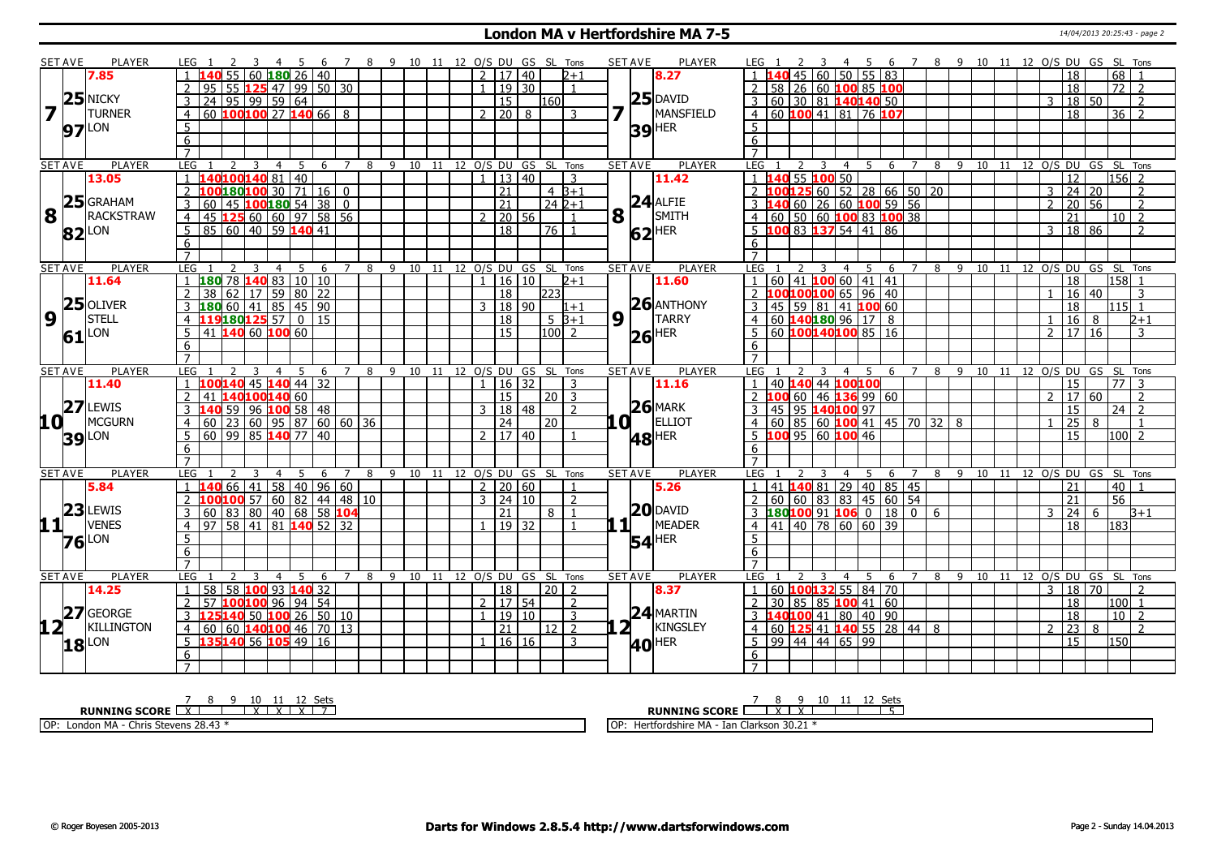# London MA v Hertfordshire MA 7-5

14/04/2013 20:25:43 - page 2

| SET AVE | PLAYER | LEG | 1 | 2 | 3 | 4 | 5 | 6 | 7 | 8 | 9 | 10 | 11 | 12 | O/S | DU | GS | SL | Tons | SET AVE | PLAYER | LEG | 1 | 2 | 3 | 4 | 5 | 6 | 7 | 8 | 9 | 10 | 11 | 12 | O/S | DU | GS | SL | Tons |
|---|---|---|---|---|---|---|---|---|---|---|---|---|---|---|---|---|---|---|---|---|---|---|---|---|---|---|---|---|---|---|---|---|---|---|---|---|---|---|---|
| 7.85 | | 1 | 140 | 55 | 60 | 180 | 26 | 40 | | | | | | | 2 | 17 | 40 | | 2+1 | 8.27 | | 1 | 140 | 45 | 60 | 50 | 55 | 83 | | | | | | | | 18 | | 68 | 1 |
| 25 | NICKY TURNER | 2 | 95 | 55 | 125 | 47 | 99 | 50 | 30 | | | | | | 1 | 19 | 30 | | 1 | 25 | DAVID MANSFIELD | 2 | 58 | 26 | 60 | 100 | 85 | 100 | | | | | | | | 18 | | 72 | 2 |
| 7 | | 3 | 24 | 95 | 99 | 59 | 64 | | | | | | | | | 15 | | 160 | | 7 | | 3 | 60 | 30 | 81 | 140 | 140 | 50 | | | | | | | 3 | 18 | 50 | | 2 |
| 97 | LON | 4 | 60 | 100 | 100 | 27 | 140 | 66 | 8 | | | | | | 2 | 20 | 8 | | 3 | 39 | HER | 4 | 60 | 100 | 41 | 81 | 76 | 107 | | | | | | | | 18 | | 36 | 2 |
| | | 5 | | | | | | | | | | | | | | | | | | | | 5 | | | | | | | | | | | | | | | | | |
| | | 6 | | | | | | | | | | | | | | | | | | | | 6 | | | | | | | | | | | | | | | | | |
| | | 7 | | | | | | | | | | | | | | | | | | | | 7 | | | | | | | | | | | | | | | | | |
| 13.05 | | 1 | 140 | 100 | 140 | 81 | 40 | | | | | | | | 1 | 13 | 40 | | 3 | 11.42 | | 1 | 140 | 55 | 100 | 50 | | | | | | | | | | 12 | | 156 | 2 |
| 25 | GRAHAM RACKSTRAW | 2 | 100 | 180 | 100 | 30 | 71 | 16 | 0 | | | | | | | 21 | | 4 | 3+1 | 24 | ALFIE SMITH | 2 | 100 | 125 | 60 | 52 | 28 | 66 | 50 | 20 | | | | | 3 | 24 | 20 | | 2 |
| 8 | | 3 | 60 | 45 | 100 | 180 | 54 | 38 | 0 | | | | | | | 21 | | 24 | 2+1 | 8 | | 3 | 140 | 60 | 26 | 60 | 100 | 59 | 56 | | | | | | 2 | 20 | 56 | | 2 |
| 82 | LON | 4 | 45 | 125 | 60 | 60 | 97 | 58 | 56 | | | | | | 2 | 20 | 56 | | 1 | 62 | HER | 4 | 60 | 50 | 60 | 100 | 83 | 100 | 38 | | | | | | | 21 | | 10 | 2 |
| | | 5 | 85 | 60 | 40 | 59 | 140 | 41 | | | | | | | | 18 | | 76 | 1 | | | 5 | 100 | 83 | 137 | 54 | 41 | 86 | | | | | | | 3 | 18 | 86 | | 2 |
| | | 6 | | | | | | | | | | | | | | | | | | | | 6 | | | | | | | | | | | | | | | | | |
| | | 7 | | | | | | | | | | | | | | | | | | | | 7 | | | | | | | | | | | | | | | | | |
| 11.64 | | 1 | 180 | 78 | 140 | 83 | 10 | 10 | | | | | | | 1 | 16 | 10 | | 2+1 | 11.60 | | 1 | 60 | 41 | 100 | 60 | 41 | 41 | | | | | | | | 18 | | 158 | 1 |
| 25 | OLIVER STELL | 2 | 38 | 62 | 17 | 59 | 80 | 22 | | | | | | | | 18 | | 223 | | 26 | ANTHONY TARRY | 2 | 100 | 100 | 100 | 65 | 96 | 40 | | | | | | | 1 | 16 | 40 | | 3 |
| 9 | | 3 | 180 | 60 | 41 | 85 | 45 | 90 | | | | | | | 3 | 18 | 90 | | 1+1 | 9 | | 3 | 45 | 59 | 81 | 41 | 100 | 60 | | | | | | | | 18 | | 115 | 1 |
| 61 | LON | 4 | 119 | 180 | 125 | 57 | 0 | 15 | | | | | | | | 18 | | 5 | 3+1 | 26 | HER | 4 | 60 | 140 | 180 | 96 | 17 | 8 | | | | | | | 1 | 16 | 8 | | 2+1 |
| | | 5 | 41 | 140 | 60 | 100 | 60 | | | | | | | | | 15 | | 100 | 2 | | | 5 | 60 | 100 | 140 | 100 | 85 | 16 | | | | | | | 2 | 17 | 16 | | 3 |
| | | 6 | | | | | | | | | | | | | | | | | | | | 6 | | | | | | | | | | | | | | | | | |
| | | 7 | | | | | | | | | | | | | | | | | | | | 7 | | | | | | | | | | | | | | | | | |
| 11.40 | | 1 | 100 | 140 | 45 | 140 | 44 | 32 | | | | | | | 1 | 16 | 32 | | 3 | 11.16 | | 1 | 40 | 140 | 44 | 100 | 100 | | | | | | | | | 15 | | 77 | 3 |
| 27 | LEWIS MCGURN | 2 | 41 | 140 | 100 | 140 | 60 | | | | | | | | | 15 | | 20 | 3 | 26 | MARK ELLIOT | 2 | 100 | 60 | 46 | 136 | 99 | 60 | | | | | | | 2 | 17 | 60 | | 2 |
| 10 | | 3 | 140 | 59 | 96 | 100 | 58 | 48 | | | | | | | 3 | 18 | 48 | | 2 | 10 | | 3 | 45 | 95 | 140 | 100 | 97 | | | | | | | | | 15 | | 24 | 2 |
| 39 | LON | 4 | 60 | 23 | 60 | 95 | 87 | 60 | 60 | 36 | | | | | | 24 | | 20 | | 48 | HER | 4 | 60 | 85 | 60 | 100 | 41 | 45 | 70 | 32 | 8 | | | | 1 | 25 | 8 | | 1 |
| | | 5 | 60 | 99 | 85 | 140 | 77 | 40 | | | | | | | 2 | 17 | 40 | | 1 | | | 5 | 100 | 95 | 60 | 100 | 46 | | | | | | | | | 15 | | 100 | 2 |
| | | 6 | | | | | | | | | | | | | | | | | | | | 6 | | | | | | | | | | | | | | | | | |
| | | 7 | | | | | | | | | | | | | | | | | | | | 7 | | | | | | | | | | | | | | | | | |
| 5.84 | | 1 | 140 | 66 | 41 | 58 | 40 | 96 | 60 | | | | | | 2 | 20 | 60 | | 1 | 5.26 | | 1 | 41 | 140 | 81 | 29 | 40 | 85 | 45 | | | | | | | 21 | | 40 | 1 |
| 23 | LEWIS VENES | 2 | 100 | 100 | 57 | 60 | 82 | 44 | 48 | 10 | | | | | 3 | 24 | 10 | | 2 | 20 | DAVID MEADER | 2 | 60 | 60 | 83 | 83 | 45 | 60 | 54 | | | | | | | 21 | | 56 | |
| 11 | | 3 | 60 | 83 | 80 | 40 | 68 | 58 | 104 | | | | | | | 21 | | 8 | 1 | 11 | | 3 | 180 | 100 | 91 | 106 | 0 | 18 | 0 | 6 | | | | | 3 | 24 | 6 | | 3+1 |
| 76 | LON | 4 | 97 | 58 | 41 | 81 | 140 | 52 | 32 | | | | | | 1 | 19 | 32 | | 1 | 54 | HER | 4 | 41 | 40 | 78 | 60 | 60 | 39 | | | | | | | | 18 | | 183 | |
| | | 5 | | | | | | | | | | | | | | | | | | | | 5 | | | | | | | | | | | | | | | | | |
| | | 6 | | | | | | | | | | | | | | | | | | | | 6 | | | | | | | | | | | | | | | | | |
| | | 7 | | | | | | | | | | | | | | | | | | | | 7 | | | | | | | | | | | | | | | | | |
| 14.25 | | 1 | 58 | 58 | 100 | 93 | 140 | 32 | | | | | | | | 18 | | 20 | 2 | 8.37 | | 1 | 60 | 100 | 132 | 55 | 84 | 70 | | | | | | | 3 | 18 | 70 | | 2 |
| 27 | GEORGE KILLINGTON | 2 | 57 | 100 | 100 | 96 | 94 | 54 | | | | | | | 2 | 17 | 54 | | 2 | 24 | MARTIN KINGSLEY | 2 | 30 | 85 | 85 | 100 | 41 | 60 | | | | | | | | 18 | | 100 | 1 |
| 12 | | 3 | 125 | 140 | 50 | 100 | 26 | 50 | 10 | | | | | | 1 | 19 | 10 | | 3 | 12 | | 3 | 140 | 100 | 41 | 80 | 40 | 90 | | | | | | | | 18 | | 10 | 2 |
| 18 | LON | 4 | 60 | 60 | 140 | 100 | 46 | 70 | 13 | | | | | | | 21 | | 12 | 2 | 40 | HER | 4 | 60 | 125 | 41 | 140 | 55 | 28 | 44 | 8 | | | | | 2 | 23 | 8 | | 2 |
| | | 5 | 135 | 140 | 56 | 105 | 49 | 16 | | | | | | | 1 | 16 | 16 | | 3 | | | 5 | 99 | 44 | 44 | 65 | 99 | | | | | | | | | 15 | | 150 | |
| | | 6 | | | | | | | | | | | | | | | | | | | | 6 | | | | | | | | | | | | | | | | | |
| | | 7 | | | | | | | | | | | | | | | | | | | | 7 | | | | | | | | | | | | | | | | | |

| RUNNING SCORE | 7 | 8 | 9 | 10 | 11 | 12 | Sets |
|---|---|---|---|---|---|---|---|
| London | X | | | X | X | X | 7 |
| Hertfordshire | | X | X | | | | 5 |

OP: London MA - Chris Stevens 28.43 *

OP: Hertfordshire MA - Ian Clarkson 30.21 *

© Roger Boyesen 2005-2013 — Darts for Windows 2.8.5.4 http://www.dartsforwindows.com — Page 2 - Sunday 14.04.2013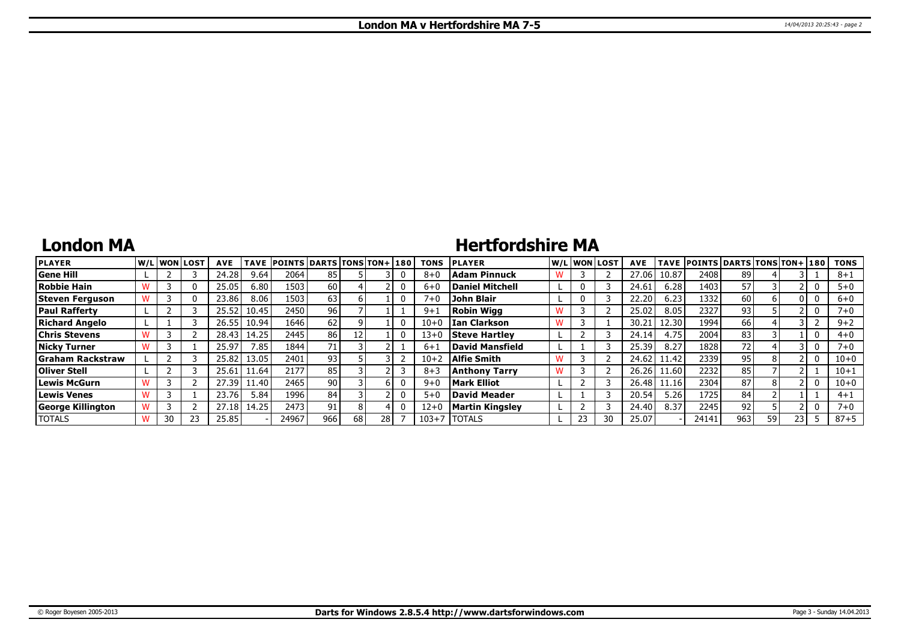## London MA v Hertfordshire MA 7-5

# London MA

| PLAYER | W/L | WON | LOST | AVE | TAVE | POINTS | DARTS | TONS | TON+ | 180 | TONS |
|---|---|---|---|---|---|---|---|---|---|---|---|
| Gene Hill | L | 2 | 3 | 24.28 | 9.64 | 2064 | 85 | 5 | 3 | 0 | 8+0 |
| Robbie Hain | W | 3 | 0 | 25.05 | 6.80 | 1503 | 60 | 4 | 2 | 0 | 6+0 |
| Steven Ferguson | W | 3 | 0 | 23.86 | 8.06 | 1503 | 63 | 6 | 1 | 0 | 7+0 |
| Paul Rafferty | L | 2 | 3 | 25.52 | 10.45 | 2450 | 96 | 7 | 1 | 1 | 9+1 |
| Richard Angelo | L | 1 | 3 | 26.55 | 10.94 | 1646 | 62 | 9 | 1 | 0 | 10+0 |
| Chris Stevens | W | 3 | 2 | 28.43 | 14.25 | 2445 | 86 | 12 | 1 | 0 | 13+0 |
| Nicky Turner | W | 3 | 1 | 25.97 | 7.85 | 1844 | 71 | 3 | 2 | 1 | 6+1 |
| Graham Rackstraw | L | 2 | 3 | 25.82 | 13.05 | 2401 | 93 | 5 | 3 | 2 | 10+2 |
| Oliver Stell | L | 2 | 3 | 25.61 | 11.64 | 2177 | 85 | 3 | 2 | 3 | 8+3 |
| Lewis McGurn | W | 3 | 2 | 27.39 | 11.40 | 2465 | 90 | 3 | 6 | 0 | 9+0 |
| Lewis Venes | W | 3 | 1 | 23.76 | 5.84 | 1996 | 84 | 3 | 2 | 0 | 5+0 |
| George Killington | W | 3 | 2 | 27.18 | 14.25 | 2473 | 91 | 8 | 4 | 0 | 12+0 |
| TOTALS | W | 30 | 23 | 25.85 | - | 24967 | 966 | 68 | 28 | 7 | 103+7 |

# Hertfordshire MA

| PLAYER | W/L | WON | LOST | AVE | TAVE | POINTS | DARTS | TONS | TON+ | 180 | TONS |
|---|---|---|---|---|---|---|---|---|---|---|---|
| Adam Pinnuck | W | 3 | 2 | 27.06 | 10.87 | 2408 | 89 | 4 | 3 | 1 | 8+1 |
| Daniel Mitchell | L | 0 | 3 | 24.61 | 6.28 | 1403 | 57 | 3 | 2 | 0 | 5+0 |
| John Blair | L | 0 | 3 | 22.20 | 6.23 | 1332 | 60 | 6 | 0 | 0 | 6+0 |
| Robin Wigg | W | 3 | 2 | 25.02 | 8.05 | 2327 | 93 | 5 | 2 | 0 | 7+0 |
| Ian Clarkson | W | 3 | 1 | 30.21 | 12.30 | 1994 | 66 | 4 | 3 | 2 | 9+2 |
| Steve Hartley | L | 2 | 3 | 24.14 | 4.75 | 2004 | 83 | 3 | 1 | 0 | 4+0 |
| David Mansfield | L | 1 | 3 | 25.39 | 8.27 | 1828 | 72 | 4 | 3 | 0 | 7+0 |
| Alfie Smith | W | 3 | 2 | 24.62 | 11.42 | 2339 | 95 | 8 | 2 | 0 | 10+0 |
| Anthony Tarry | W | 3 | 2 | 26.26 | 11.60 | 2232 | 85 | 7 | 2 | 1 | 10+1 |
| Mark Elliot | L | 2 | 3 | 26.48 | 11.16 | 2304 | 87 | 8 | 2 | 0 | 10+0 |
| David Meader | L | 1 | 3 | 20.54 | 5.26 | 1725 | 84 | 2 | 1 | 1 | 4+1 |
| Martin Kingsley | L | 2 | 3 | 24.40 | 8.37 | 2245 | 92 | 5 | 2 | 0 | 7+0 |
| TOTALS | L | 23 | 30 | 25.07 | - | 24141 | 963 | 59 | 23 | 5 | 87+5 |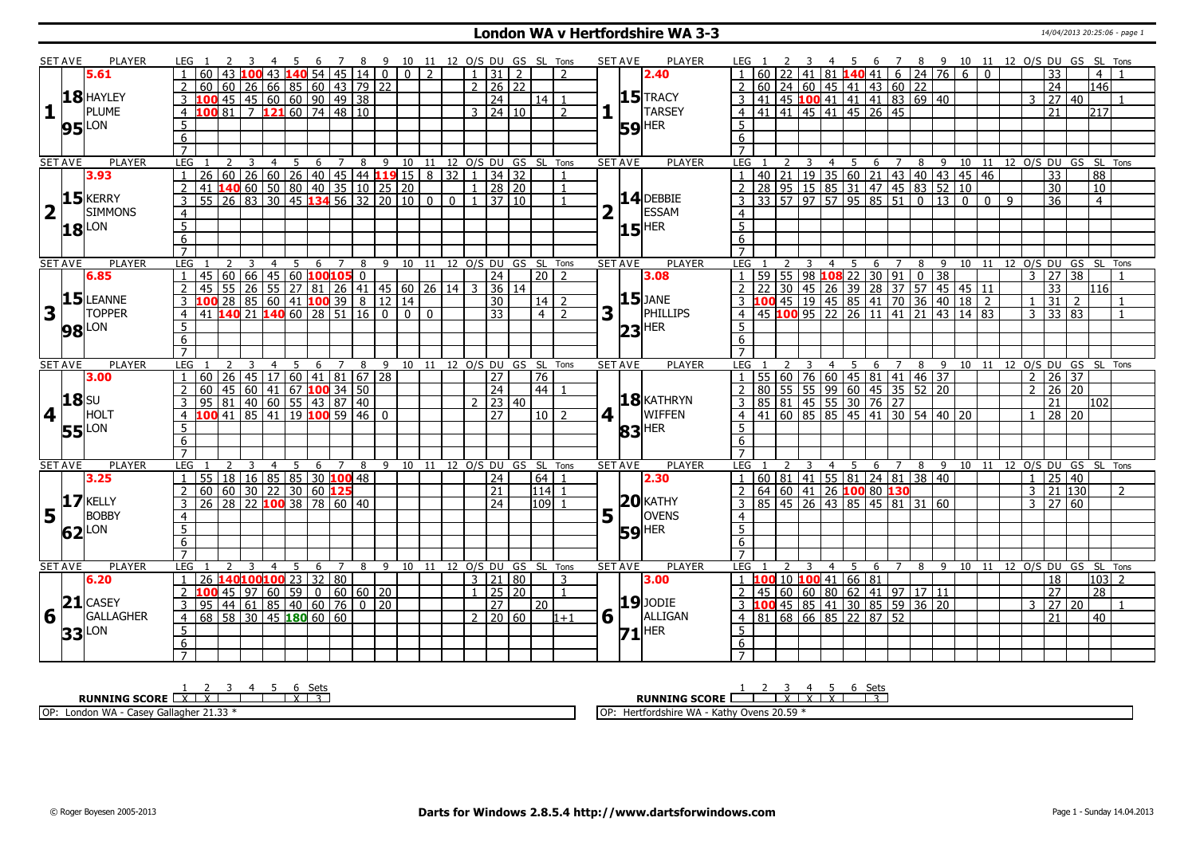# London WA v Hertfordshire WA 3-3

14/04/2013 20:25:06 - page 1

| SET AVE | PLAYER | LEG | 1 | 2 | 3 | 4 | 5 | 6 | 7 | 8 | 9 | 10 | 11 | 12 | O/S | DU | GS | SL | Tons | SET AVE | PLAYER | LEG | 1 | 2 | 3 | 4 | 5 | 6 | 7 | 8 | 9 | 10 | 11 | 12 | O/S | DU | GS | SL | Tons |
|---|---|---|---|---|---|---|---|---|---|---|---|---|---|---|---|---|---|---|---|---|---|---|---|---|---|---|---|---|---|---|---|---|---|---|---|---|---|---|---|
| 5.61 | | 1 | 60 | 43 | 100 | 43 | 140 | 54 | 45 | 14 | 0 | 0 | 2 | | 1 | 31 | 2 | | 2 | 2.40 | | 1 | 60 | 22 | 41 | 81 | 140 | 41 | 6 | 24 | 76 | 6 | 0 | | | 33 | | 4 | 1 |
| | | 2 | 60 | 60 | 26 | 66 | 85 | 60 | 43 | 79 | 22 | | | | 2 | 26 | 22 | | | | | 2 | 60 | 24 | 60 | 45 | 41 | 43 | 60 | 22 | | | | | | 24 | | 146 | |
| 18 | HAYLEY PLUME | 3 | 100 | 45 | 45 | 60 | 60 | 90 | 49 | 38 | | | | | | 24 | | 14 | 1 | 15 | TRACY TARSEY | 3 | 41 | 45 | 100 | 41 | 41 | 41 | 83 | 69 | 40 | | | | 3 | 27 | 40 | | 1 |
| 1 | | 4 | 100 | 81 | 7 | 121 | 60 | 74 | 48 | 10 | | | | | 3 | 24 | 10 | | 2 | 1 | | 4 | 41 | 41 | 45 | 41 | 45 | 26 | 45 | | | | | | | 21 | | 217 | |
| 95 | LON | 5 | | | | | | | | | | | | | | | | | | 59 | HER | 5 | | | | | | | | | | | | | | | | | |
| | | 6 | | | | | | | | | | | | | | | | | | | | 6 | | | | | | | | | | | | | | | | | |
| | | 7 | | | | | | | | | | | | | | | | | | | | 7 | | | | | | | | | | | | | | | | | |
| 3.93 | | 1 | 26 | 60 | 26 | 60 | 26 | 40 | 45 | 44 | 119 | 15 | 8 | 32 | 1 | 34 | 32 | | 1 | | | 1 | 40 | 21 | 19 | 35 | 60 | 21 | 43 | 40 | 43 | 45 | 46 | | | 33 | | 88 | |
| | | 2 | 41 | 140 | 60 | 50 | 80 | 40 | 35 | 10 | 25 | 20 | | | 1 | 28 | 20 | | 1 | | | 2 | 28 | 95 | 15 | 85 | 31 | 47 | 45 | 83 | 52 | 10 | | | | 30 | | 10 | |
| 15 | KERRY SIMMONS | 3 | 55 | 26 | 83 | 30 | 45 | 134 | 56 | 32 | 20 | 10 | 0 | 0 | 1 | 37 | 10 | | 1 | 14 | DEBBIE ESSAM | 3 | 33 | 57 | 97 | 57 | 95 | 85 | 51 | 0 | 13 | 0 | 0 | 9 | | 36 | | 4 | |
| 2 | | 4 | | | | | | | | | | | | | | | | | | 2 | | 4 | | | | | | | | | | | | | | | | | |
| 18 | LON | 5 | | | | | | | | | | | | | | | | | | 15 | HER | 5 | | | | | | | | | | | | | | | | | |
| | | 6 | | | | | | | | | | | | | | | | | | | | 6 | | | | | | | | | | | | | | | | | |
| | | 7 | | | | | | | | | | | | | | | | | | | | 7 | | | | | | | | | | | | | | | | | |
| 6.85 | | 1 | 45 | 60 | 66 | 45 | 60 | 100 | 105 | 0 | | | | | | 24 | | 20 | 2 | 3.08 | | 1 | 59 | 55 | 98 | 108 | 22 | 30 | 91 | 0 | 38 | | | | 3 | 27 | 38 | | 1 |
| | | 2 | 45 | 55 | 26 | 55 | 27 | 81 | 26 | 41 | 45 | 60 | 26 | 14 | 3 | 36 | 14 | | | | | 2 | 22 | 30 | 45 | 26 | 39 | 28 | 37 | 57 | 45 | 45 | 11 | | | 33 | | 116 | |
| 15 | LEANNE TOPPER | 3 | 100 | 28 | 85 | 60 | 41 | 100 | 39 | 8 | 12 | 14 | | | | 30 | | 14 | 2 | 15 | JANE PHILLIPS | 3 | 100 | 45 | 19 | 45 | 85 | 41 | 70 | 36 | 40 | 18 | 2 | | 1 | 31 | 2 | | 1 |
| 3 | | 4 | 41 | 140 | 21 | 140 | 60 | 28 | 51 | 16 | 0 | 0 | 0 | | | 33 | | 4 | 2 | 3 | | 4 | 45 | 100 | 95 | 22 | 26 | 11 | 41 | 21 | 43 | 14 | 83 | | 3 | 33 | 83 | | 1 |
| 98 | LON | 5 | | | | | | | | | | | | | | | | | | 23 | HER | 5 | | | | | | | | | | | | | | | | | |
| | | 6 | | | | | | | | | | | | | | | | | | | | 6 | | | | | | | | | | | | | | | | | |
| | | 7 | | | | | | | | | | | | | | | | | | | | 7 | | | | | | | | | | | | | | | | | |
| 3.00 | | 1 | 60 | 26 | 45 | 17 | 60 | 41 | 81 | 67 | 28 | | | | | 27 | | 76 | | | | 1 | 55 | 60 | 76 | 60 | 45 | 81 | 41 | 46 | 37 | | | | 2 | 26 | 37 | | |
| | | 2 | 60 | 45 | 60 | 41 | 67 | 100 | 34 | 50 | | | | | | 24 | | 44 | 1 | | | 2 | 80 | 55 | 55 | 99 | 60 | 45 | 35 | 52 | 20 | | | | 2 | 26 | 20 | | |
| 18 | SU HOLT | 3 | 95 | 81 | 40 | 60 | 55 | 43 | 87 | 40 | | | | | 2 | 23 | 40 | | | 18 | KATHRYN WIFFEN | 3 | 85 | 81 | 45 | 55 | 30 | 76 | 27 | | | | | | | 21 | | 102 | |
| 4 | | 4 | 100 | 41 | 85 | 41 | 19 | 100 | 59 | 46 | 0 | | | | | 27 | | 10 | 2 | 4 | | 4 | 41 | 60 | 85 | 85 | 45 | 41 | 30 | 54 | 40 | 20 | | | 1 | 28 | 20 | | |
| 55 | LON | 5 | | | | | | | | | | | | | | | | | | 83 | HER | 5 | | | | | | | | | | | | | | | | | |
| | | 6 | | | | | | | | | | | | | | | | | | | | 6 | | | | | | | | | | | | | | | | | |
| | | 7 | | | | | | | | | | | | | | | | | | | | 7 | | | | | | | | | | | | | | | | | |
| 3.25 | | 1 | 55 | 18 | 16 | 85 | 85 | 30 | 100 | 48 | | | | | | 24 | | 64 | 1 | 2.30 | | 1 | 60 | 81 | 41 | 55 | 81 | 24 | 81 | 38 | 40 | | | | 1 | 25 | 40 | | |
| | | 2 | 60 | 60 | 30 | 22 | 30 | 60 | 125 | | | | | | | 21 | | 114 | 1 | | | 2 | 64 | 60 | 41 | 26 | 100 | 80 | 130 | | | | | | 3 | 21 | 130 | | 2 |
| 17 | KELLY BOBBY | 3 | 26 | 28 | 22 | 100 | 38 | 78 | 60 | 40 | | | | | | 24 | | 109 | 1 | 20 | KATHY OVENS | 3 | 85 | 45 | 26 | 43 | 85 | 45 | 81 | 31 | 60 | | | | 3 | 27 | 60 | | |
| 5 | | 4 | | | | | | | | | | | | | | | | | | 5 | | 4 | | | | | | | | | | | | | | | | | |
| 62 | LON | 5 | | | | | | | | | | | | | | | | | | 59 | HER | 5 | | | | | | | | | | | | | | | | | |
| | | 6 | | | | | | | | | | | | | | | | | | | | 6 | | | | | | | | | | | | | | | | | |
| | | 7 | | | | | | | | | | | | | | | | | | | | 7 | | | | | | | | | | | | | | | | | |
| 6.20 | | 1 | 26 | 140 | 100 | 100 | 23 | 32 | 80 | | | | | | 3 | 21 | 80 | | 3 | 3.00 | | 1 | 100 | 10 | 100 | 41 | 66 | 81 | | | | | | | | 18 | | 103 | 2 |
| | | 2 | 100 | 45 | 97 | 60 | 59 | 0 | 60 | 60 | 20 | | | | 1 | 25 | 20 | | 1 | | | 2 | 45 | 60 | 60 | 80 | 62 | 41 | 97 | 17 | 11 | | | | | 27 | | 28 | |
| 21 | CASEY GALLAGHER | 3 | 95 | 44 | 61 | 85 | 40 | 60 | 76 | 0 | 20 | | | | | 27 | | 20 | | 19 | JODIE ALLIGAN | 3 | 100 | 45 | 85 | 41 | 30 | 85 | 59 | 36 | 20 | | | | 3 | 27 | 20 | | 1 |
| 6 | | 4 | 68 | 58 | 30 | 45 | 180 | 60 | 60 | | | | | | 2 | 20 | 60 | | 1+1 | 6 | | 4 | 81 | 68 | 66 | 85 | 22 | 87 | 52 | | | | | | | 21 | | 40 | |
| 33 | LON | 5 | | | | | | | | | | | | | | | | | | 71 | HER | 5 | | | | | | | | | | | | | | | | | |
| | | 6 | | | | | | | | | | | | | | | | | | | | 6 | | | | | | | | | | | | | | | | | |
| | | 7 | | | | | | | | | | | | | | | | | | | | 7 | | | | | | | | | | | | | | | | | |

| RUNNING SCORE | 1 | 2 | 3 | 4 | 5 | 6 | Sets |
|---|---|---|---|---|---|---|---|
| London WA | X | X | | | | X | 3 |
| Hertfordshire WA | | | X | X | X | | 3 |

OP: London WA - Casey Gallagher 21.33 *

OP: Hertfordshire WA - Kathy Ovens 20.59 *

© Roger Boyesen 2005-2013 | Darts for Windows 2.8.5.4 http://www.dartsforwindows.com | Page 1 - Sunday 14.04.2013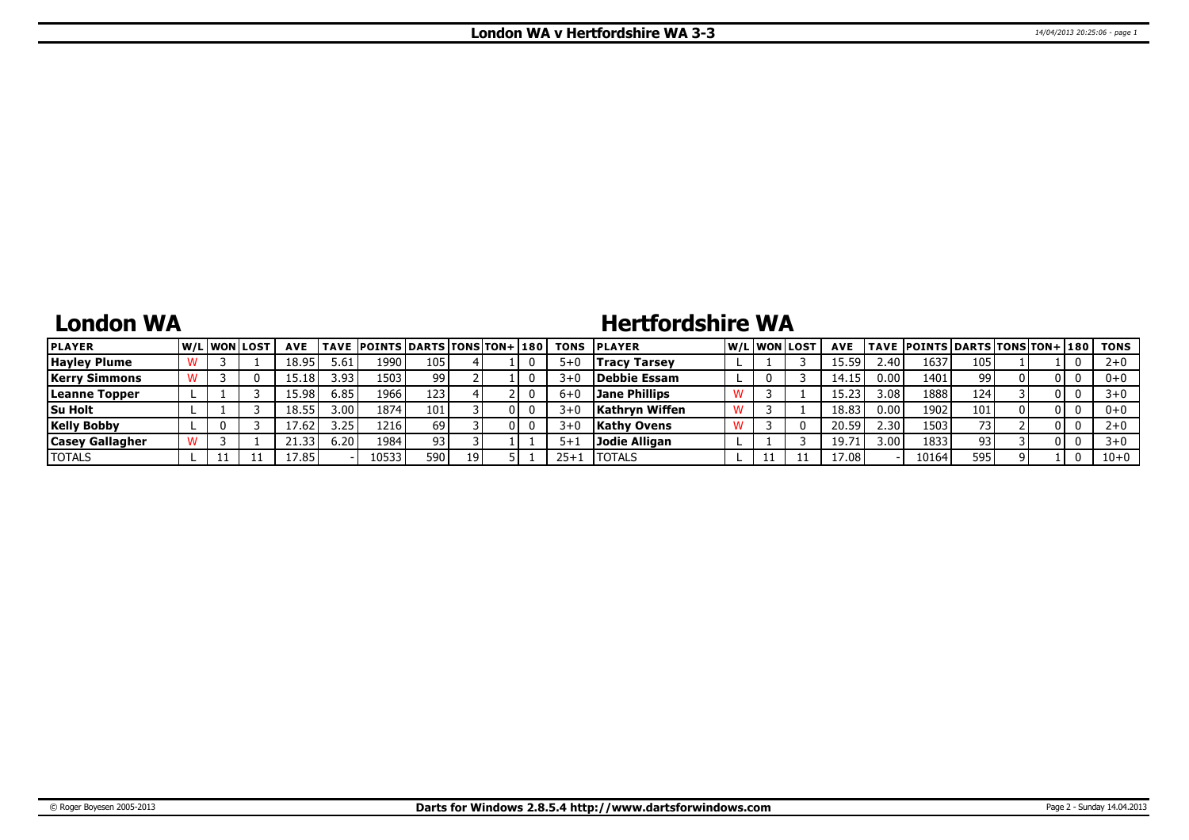# London WA v Hertfordshire WA 3-3

## London WA

| PLAYER | W/L | WON | LOST | AVE | TAVE | POINTS | DARTS | TONS | TON+ | 180 | TONS |
|---|---|---|---|---|---|---|---|---|---|---|---|
| Hayley Plume | W | 3 | 1 | 18.95 | 5.61 | 1990 | 105 | 4 | 1 | 0 | 5+0 |
| Kerry Simmons | W | 3 | 0 | 15.18 | 3.93 | 1503 | 99 | 2 | 1 | 0 | 3+0 |
| Leanne Topper | L | 1 | 3 | 15.98 | 6.85 | 1966 | 123 | 4 | 2 | 0 | 6+0 |
| Su Holt | L | 1 | 3 | 18.55 | 3.00 | 1874 | 101 | 3 | 0 | 0 | 3+0 |
| Kelly Bobby | L | 0 | 3 | 17.62 | 3.25 | 1216 | 69 | 3 | 0 | 0 | 3+0 |
| Casey Gallagher | W | 3 | 1 | 21.33 | 6.20 | 1984 | 93 | 3 | 1 | 1 | 5+1 |
| TOTALS | L | 11 | 11 | 17.85 | - | 10533 | 590 | 19 | 5 | 1 | 25+1 |

## Hertfordshire WA

| PLAYER | W/L | WON | LOST | AVE | TAVE | POINTS | DARTS | TONS | TON+ | 180 | TONS |
|---|---|---|---|---|---|---|---|---|---|---|---|
| Tracy Tarsey | L | 1 | 3 | 15.59 | 2.40 | 1637 | 105 | 1 | 1 | 0 | 2+0 |
| Debbie Essam | L | 0 | 3 | 14.15 | 0.00 | 1401 | 99 | 0 | 0 | 0 | 0+0 |
| Jane Phillips | W | 3 | 1 | 15.23 | 3.08 | 1888 | 124 | 3 | 0 | 0 | 3+0 |
| Kathryn Wiffen | W | 3 | 1 | 18.83 | 0.00 | 1902 | 101 | 0 | 0 | 0 | 0+0 |
| Kathy Ovens | W | 3 | 0 | 20.59 | 2.30 | 1503 | 73 | 2 | 0 | 0 | 2+0 |
| Jodie Alligan | L | 1 | 3 | 19.71 | 3.00 | 1833 | 93 | 3 | 0 | 0 | 3+0 |
| TOTALS | L | 11 | 11 | 17.08 | - | 10164 | 595 | 9 | 1 | 0 | 10+0 |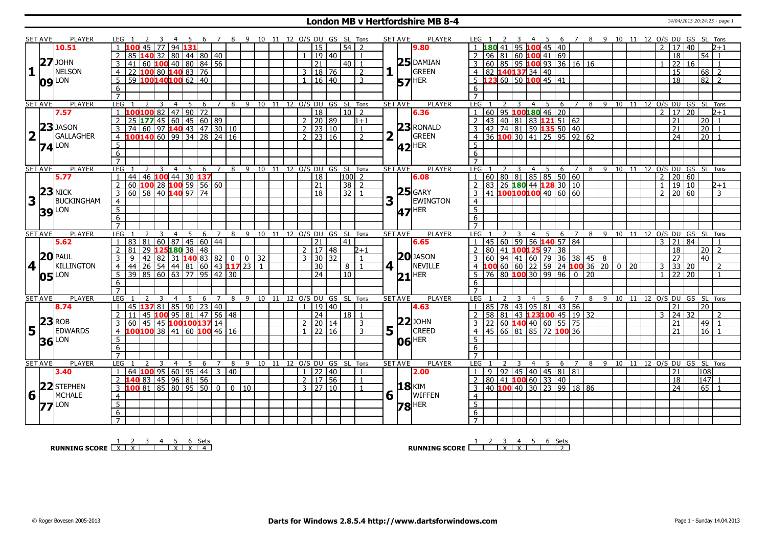# London MB v Hertfordshire MB 8-4

14/04/2013 20:24:25 - page 1

| SET AVE | PLAYER | LEG | 1 | 2 | 3 | 4 | 5 | 6 | 7 | 8 | 9 | 10 | 11 | 12 | O/S | DU | GS | SL | Tons | SET AVE | PLAYER | LEG | 1 | 2 | 3 | 4 | 5 | 6 | 7 | 8 | 9 | 10 | 11 | 12 | O/S | DU | GS | SL | Tons |
|---|---|---|---|---|---|---|---|---|---|---|---|---|---|---|---|---|---|---|---|---|---|---|---|---|---|---|---|---|---|---|---|---|---|---|---|---|---|---|---|
| 10.51 | | 1 | 100 | 45 | 77 | 94 | 131 | | | | | | | | | 15 | | 54 | 2 | 9.80 | | 1 | 180 | 41 | 95 | 100 | 45 | 40 | | | | | | | 2 | 17 | 40 | | 2+1 |
| 27 | JOHN NELSON | 2 | 85 | 140 | 32 | 80 | 44 | 80 | 40 | | | | | | 1 | 19 | 40 | | 1 | 25 | DAMIAN GREEN | 2 | 96 | 81 | 60 | 100 | 41 | 69 | | | | | | | | 18 | | 54 | 1 |
| 1 | | 3 | 41 | 60 | 100 | 40 | 80 | 84 | 56 | | | | | | | 21 | | 40 | 1 | 1 | | 3 | 60 | 85 | 95 | 100 | 93 | 36 | 16 | 16 | | | | | 1 | 22 | 16 | | 1 |
| | | 4 | 22 | 100 | 80 | 140 | 83 | 76 | | | | | | | 3 | 18 | 76 | | 2 | | | 4 | 82 | 140 | 137 | 34 | 40 | | | | | | | | | 15 | | 68 | 2 |
| 09 | LON | 5 | 59 | 100 | 140 | 100 | 62 | 40 | | | | | | | 1 | 16 | 40 | | 3 | 57 | HER | 5 | 123 | 60 | 50 | 100 | 45 | 41 | | | | | | | | 18 | | 82 | 2 |
| | | 6 | | | | | | | | | | | | | | | | | | | | 6 | | | | | | | | | | | | | | | | | |
| | | 7 | | | | | | | | | | | | | | | | | | | | 7 | | | | | | | | | | | | | | | | | |
| 7.57 | | 1 | 100 | 100 | 82 | 47 | 90 | 72 | | | | | | | | 18 | | 10 | 2 | 6.36 | | 1 | 60 | 95 | 100 | 180 | 46 | 20 | | | | | | | 2 | 17 | 20 | | 2+1 |
| 23 | JASON GALLAGHER | 2 | 25 | 177 | 45 | 60 | 45 | 60 | 89 | | | | | | 2 | 20 | 89 | | 1+1 | 23 | RONALD GREEN | 2 | 43 | 40 | 81 | 83 | 121 | 51 | 62 | | | | | | | 21 | | 20 | 1 |
| 2 | | 3 | 74 | 60 | 97 | 140 | 43 | 47 | 30 | 10 | | | | | 2 | 23 | 10 | | 1 | 2 | | 3 | 42 | 74 | 81 | 59 | 135 | 50 | 40 | | | | | | | 21 | | 20 | 1 |
| | | 4 | 100 | 140 | 60 | 99 | 34 | 28 | 24 | 16 | | | | | 2 | 23 | 16 | | 2 | | | 4 | 36 | 100 | 30 | 41 | 25 | 95 | 92 | 62 | | | | | | 24 | | 20 | 1 |
| 74 | LON | 5 | | | | | | | | | | | | | | | | | | 42 | HER | 5 | | | | | | | | | | | | | | | | | |
| | | 6 | | | | | | | | | | | | | | | | | | | | 6 | | | | | | | | | | | | | | | | | |
| | | 7 | | | | | | | | | | | | | | | | | | | | 7 | | | | | | | | | | | | | | | | | |
| 5.77 | | 1 | 44 | 46 | 100 | 44 | 30 | 137 | | | | | | | | 18 | | 100 | 2 | 6.08 | | 1 | 60 | 80 | 81 | 85 | 85 | 50 | 60 | | | | | | 2 | 20 | 60 | | |
| 23 | NICK BUCKINGHAM | 2 | 60 | 100 | 28 | 100 | 59 | 56 | 60 | | | | | | | 21 | | 38 | 2 | 25 | GARY EWINGTON | 2 | 83 | 26 | 180 | 44 | 128 | 30 | 10 | | | | | | 1 | 19 | 10 | | 2+1 |
| 3 | | 3 | 60 | 58 | 40 | 140 | 97 | 74 | | | | | | | | 18 | | 32 | 1 | 3 | | 3 | 41 | 100 | 100 | 100 | 40 | 60 | 60 | | | | | | 2 | 20 | 60 | | 3 |
| | | 4 | | | | | | | | | | | | | | | | | | | | 4 | | | | | | | | | | | | | | | | | |
| 39 | LON | 5 | | | | | | | | | | | | | | | | | | 47 | HER | 5 | | | | | | | | | | | | | | | | | |
| | | 6 | | | | | | | | | | | | | | | | | | | | 6 | | | | | | | | | | | | | | | | | |
| | | 7 | | | | | | | | | | | | | | | | | | | | 7 | | | | | | | | | | | | | | | | | |
| 5.62 | | 1 | 83 | 81 | 60 | 87 | 45 | 60 | 44 | | | | | | | 21 | | 41 | | 6.65 | | 1 | 45 | 60 | 59 | 56 | 140 | 57 | 84 | | | | | | 3 | 21 | 84 | | 1 |
| 20 | PAUL KILLINGTON | 2 | 81 | 29 | 125 | 180 | 38 | 48 | | | | | | | 2 | 17 | 48 | | 2+1 | 20 | JASON NEVILLE | 2 | 80 | 41 | 100 | 125 | 97 | 38 | | | | | | | | 18 | | 20 | 2 |
| 4 | | 3 | 9 | 42 | 82 | 31 | 140 | 83 | 82 | 0 | 0 | 32 | | | 3 | 30 | 32 | | 1 | 4 | | 3 | 60 | 94 | 41 | 60 | 79 | 36 | 38 | 45 | 8 | | | | | 27 | | 40 | |
| | | 4 | 44 | 26 | 54 | 44 | 81 | 60 | 43 | 117 | 23 | 1 | | | | 30 | | 8 | 1 | | | 4 | 100 | 60 | 60 | 22 | 59 | 24 | 100 | 36 | 20 | 0 | 20 | | 3 | 33 | 20 | | 2 |
| 05 | LON | 5 | 39 | 85 | 60 | 63 | 77 | 95 | 42 | 30 | | | | | | 24 | | 10 | | 21 | HER | 5 | 76 | 80 | 100 | 30 | 99 | 96 | 0 | 20 | | | | | 1 | 22 | 20 | | 1 |
| | | 6 | | | | | | | | | | | | | | | | | | | | 6 | | | | | | | | | | | | | | | | | |
| | | 7 | | | | | | | | | | | | | | | | | | | | 7 | | | | | | | | | | | | | | | | | |
| 8.74 | | 1 | 45 | 137 | 81 | 85 | 90 | 23 | 40 | | | | | | 1 | 19 | 40 | | 1 | 4.63 | | 1 | 85 | 78 | 43 | 95 | 81 | 43 | 56 | | | | | | | 21 | | 20 | |
| 23 | ROB EDWARDS | 2 | 11 | 45 | 100 | 95 | 81 | 47 | 56 | 48 | | | | | | 24 | | 18 | 1 | 22 | JOHN CREED | 2 | 58 | 81 | 43 | 123 | 100 | 45 | 19 | 32 | | | | | 3 | 24 | 32 | | 2 |
| 5 | | 3 | 60 | 45 | 45 | 100 | 100 | 137 | 14 | | | | | | 2 | 20 | 14 | | 3 | 5 | | 3 | 22 | 60 | 140 | 40 | 60 | 55 | 75 | | | | | | | 21 | | 49 | 1 |
| | | 4 | 100 | 100 | 38 | 41 | 60 | 100 | 46 | 16 | | | | | 1 | 22 | 16 | | 3 | | | 4 | 45 | 66 | 81 | 85 | 72 | 100 | 36 | | | | | | | 21 | | 16 | 1 |
| 36 | LON | 5 | | | | | | | | | | | | | | | | | | 06 | HER | 5 | | | | | | | | | | | | | | | | | |
| | | 6 | | | | | | | | | | | | | | | | | | | | 6 | | | | | | | | | | | | | | | | | |
| | | 7 | | | | | | | | | | | | | | | | | | | | 7 | | | | | | | | | | | | | | | | | |
| 3.40 | | 1 | 64 | 100 | 95 | 60 | 95 | 44 | 3 | 40 | | | | | 1 | 22 | 40 | | 1 | 2.00 | | 1 | 9 | 92 | 45 | 40 | 45 | 81 | 81 | | | | | | | 21 | | 108 | |
| 22 | STEPHEN MCHALE | 2 | 140 | 83 | 45 | 96 | 81 | 56 | | | | | | | 2 | 17 | 56 | | 1 | 18 | KIM WIFFEN | 2 | 80 | 41 | 100 | 60 | 33 | 40 | | | | | | | | 18 | | 147 | 1 |
| 6 | | 3 | 100 | 81 | 85 | 80 | 95 | 50 | 0 | 0 | 10 | | | | 3 | 27 | 10 | | 1 | 6 | | 3 | 40 | 100 | 40 | 30 | 23 | 99 | 18 | 86 | | | | | | 24 | | 65 | 1 |
| | | 4 | | | | | | | | | | | | | | | | | | | | 4 | | | | | | | | | | | | | | | | | |
| 77 | LON | 5 | | | | | | | | | | | | | | | | | | 78 | HER | 5 | | | | | | | | | | | | | | | | | |
| | | 6 | | | | | | | | | | | | | | | | | | | | 6 | | | | | | | | | | | | | | | | | |
| | | 7 | | | | | | | | | | | | | | | | | | | | 7 | | | | | | | | | | | | | | | | | |

| RUNNING SCORE | 1 | 2 | 3 | 4 | 5 | 6 | Sets |
|---|---|---|---|---|---|---|---|
| LON | X | X | | | X | X | 4 |

| RUNNING SCORE | 1 | 2 | 3 | 4 | 5 | 6 | Sets |
|---|---|---|---|---|---|---|---|
| HER | | | X | X | | | 2 |

© Roger Boyesen 2005-2013 **Darts for Windows 2.8.5.4 http://www.dartsforwindows.com** Page 1 - Sunday 14.04.2013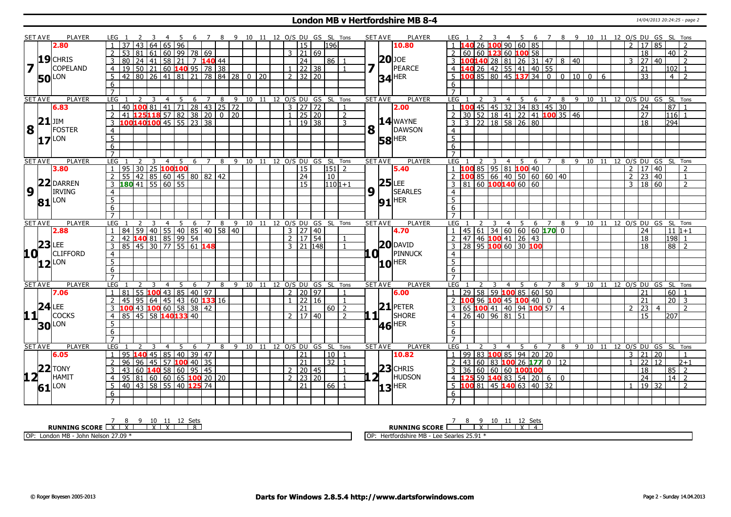# London MB v Hertfordshire MB 8-4

14/04/2013 20:24:25 - page 2

| SET AVE | PLAYER | LEG | 1 | 2 | 3 | 4 | 5 | 6 | 7 | 8 | 9 | 10 | 11 | 12 | O/S | DU | GS | SL | Tons | SET AVE | PLAYER | LEG | 1 | 2 | 3 | 4 | 5 | 6 | 7 | 8 | 9 | 10 | 11 | 12 | O/S | DU | GS | SL | Tons |
|---|---|---|---|---|---|---|---|---|---|---|---|---|---|---|---|---|---|---|---|---|---|---|---|---|---|---|---|---|---|---|---|---|---|---|---|---|---|---|---|
| 7 | 2.80 / 19.50 CHRIS COPELAND LON | 1 | 37 | 43 | 64 | 65 | 96 | | | | | | | | | 15 | | 196 | | 7 | 10.80 / 20.34 JOE PEARCE HER | 1 | 140 | 26 | 100 | 90 | 60 | 85 | | | | | | | 2 | 17 | 85 | | 2 |
| | | 2 | 53 | 81 | 61 | 60 | 99 | 78 | 69 | | | | | | 3 | 21 | 69 | | | | | 2 | 60 | 60 | 123 | 60 | 100 | 58 | | | | | | | | 18 | | 40 | 2 |
| | | 3 | 80 | 24 | 41 | 58 | 21 | 7 | 140 | 44 | | | | | | 24 | | 86 | 1 | | | 3 | 100 | 140 | 28 | 81 | 26 | 31 | 47 | 8 | 40 | | | | 3 | 27 | 40 | | 2 |
| | | 4 | 19 | 50 | 21 | 60 | 140 | 95 | 78 | 38 | | | | | 1 | 22 | 38 | | 1 | | | 4 | 140 | 26 | 42 | 55 | 41 | 40 | 55 | | | | | | | 21 | | 102 | 1 |
| | | 5 | 42 | 80 | 26 | 41 | 81 | 21 | 78 | 84 | 28 | 0 | 20 | | 2 | 32 | 20 | | | | | 5 | 100 | 85 | 80 | 45 | 137 | 34 | 0 | 0 | 10 | 0 | 6 | | | 33 | | 4 | 2 |
| 8 | 6.83 / 21.17 JIM FOSTER LON | 1 | 40 | 100 | 81 | 41 | 71 | 28 | 43 | 25 | 72 | | | | 3 | 27 | 72 | | 1 | 8 | 2.00 / 14.58 WAYNE DAWSON HER | 1 | 100 | 45 | 45 | 32 | 34 | 83 | 45 | 30 | | | | | | 24 | | 87 | 1 |
| | | 2 | 41 | 125 | 118 | 57 | 82 | 38 | 20 | 0 | 20 | | | | 1 | 25 | 20 | | 2 | | | 2 | 30 | 52 | 18 | 41 | 22 | 41 | 100 | 35 | 46 | | | | | 27 | | 116 | 1 |
| | | 3 | 100 | 140 | 100 | 45 | 55 | 23 | 38 | | | | | | 1 | 19 | 38 | | 3 | | | 3 | 3 | 22 | 18 | 58 | 26 | 80 | | | | | | | | 18 | | 294 | |
| 9 | 3.80 / 22.81 DARREN IRVING LON | 1 | 95 | 30 | 25 | 100 | 100 | | | | | | | | | 15 | | 151 | 2 | 9 | 5.40 / 25.91 LEE SEARLES HER | 1 | 100 | 85 | 95 | 81 | 100 | 40 | | | | | | | 2 | 17 | 40 | | 2 |
| | | 2 | 55 | 42 | 85 | 60 | 45 | 80 | 82 | 42 | | | | | | 24 | | 10 | | | | 2 | 100 | 85 | 66 | 40 | 50 | 60 | 60 | 40 | | | | | 2 | 23 | 40 | | 1 |
| | | 3 | 180 | 41 | 55 | 60 | 55 | | | | | | | | | 15 | | 110 | 1+1 | | | 3 | 81 | 60 | 100 | 140 | 60 | 60 | | | | | | | 3 | 18 | 60 | | 2 |
| 10 | 2.88 / 23.12 LEE CLIFFORD LON | 1 | 84 | 59 | 40 | 55 | 40 | 85 | 40 | 58 | 40 | | | | 3 | 27 | 40 | | | 10 | 4.70 / 20.10 DAVID PINNUCK HER | 1 | 45 | 61 | 34 | 60 | 60 | 60 | 170 | 0 | | | | | | 24 | | 11 | 1+1 |
| | | 2 | 42 | 140 | 81 | 85 | 99 | 54 | | | | | | | 2 | 17 | 54 | | 1 | | | 2 | 47 | 46 | 100 | 41 | 26 | 43 | | | | | | | | 18 | | 198 | 1 |
| | | 3 | 85 | 45 | 30 | 77 | 55 | 61 | 148 | | | | | | 3 | 21 | 148 | | 1 | | | 3 | 28 | 95 | 100 | 60 | 30 | 100 | | | | | | | | 18 | | 88 | 2 |
| 11 | 7.06 / 24.30 LEE COCKS LON | 1 | 81 | 55 | 100 | 43 | 85 | 40 | 97 | | | | | | 2 | 20 | 97 | | 1 | 11 | 6.00 / 21.46 PETER SHORE HER | 1 | 29 | 58 | 59 | 100 | 85 | 60 | 50 | | | | | | | 21 | | 60 | 1 |
| | | 2 | 45 | 95 | 64 | 45 | 43 | 60 | 133 | 16 | | | | | 1 | 22 | 16 | | 1 | | | 2 | 100 | 96 | 100 | 45 | 100 | 40 | 0 | | | | | | | 21 | | 20 | 3 |
| | | 3 | 100 | 43 | 100 | 60 | 58 | 38 | 42 | | | | | | | 21 | | 60 | 2 | | | 3 | 65 | 100 | 41 | 40 | 94 | 100 | 57 | 4 | | | | | 2 | 23 | 4 | | 2 |
| | | 4 | 85 | 45 | 58 | 140 | 133 | 40 | | | | | | | 2 | 17 | 40 | | 2 | | | 4 | 26 | 40 | 96 | 81 | 51 | | | | | | | | | 15 | | 207 | |
| 12 | 6.05 / 22.61 TONY HAMIT LON | 1 | 95 | 140 | 45 | 85 | 40 | 39 | 47 | | | | | | | 21 | | 10 | 1 | 12 | 10.82 / 23.13 CHRIS HUDSON HER | 1 | 99 | 83 | 100 | 85 | 94 | 20 | 20 | | | | | | 3 | 21 | 20 | | 1 |
| | | 2 | 96 | 96 | 45 | 57 | 100 | 40 | 35 | | | | | | | 21 | | 32 | 1 | | | 2 | 43 | 60 | 83 | 100 | 26 | 177 | 0 | 12 | | | | | 1 | 22 | 12 | | 2+1 |
| | | 3 | 43 | 60 | 140 | 58 | 60 | 95 | 45 | | | | | | 2 | 20 | 45 | | 1 | | | 3 | 36 | 60 | 60 | 60 | 100 | 100 | | | | | | | | 18 | | 85 | 2 |
| | | 4 | 95 | 81 | 60 | 60 | 65 | 100 | 20 | 20 | | | | | 2 | 23 | 20 | | 1 | | | 4 | 125 | 59 | 140 | 83 | 54 | 20 | 6 | 0 | | | | | | 24 | | 14 | 2 |
| | | 5 | 40 | 43 | 58 | 55 | 40 | 125 | 74 | | | | | | | 21 | | 66 | 1 | | | 5 | 100 | 81 | 45 | 140 | 63 | 40 | 32 | | | | | | 1 | 19 | 32 | | 2 |

| RUNNING SCORE | 7 | 8 | 9 | 10 | 11 | 12 | Sets |
|---|---|---|---|---|---|---|---|
| London MB | X | X | | X | X | | 8 |
| Hertfordshire MB | | | X | | | X | 4 |

OP: London MB - John Nelson 27.09 *

OP: Hertfordshire MB - Lee Searles 25.91 *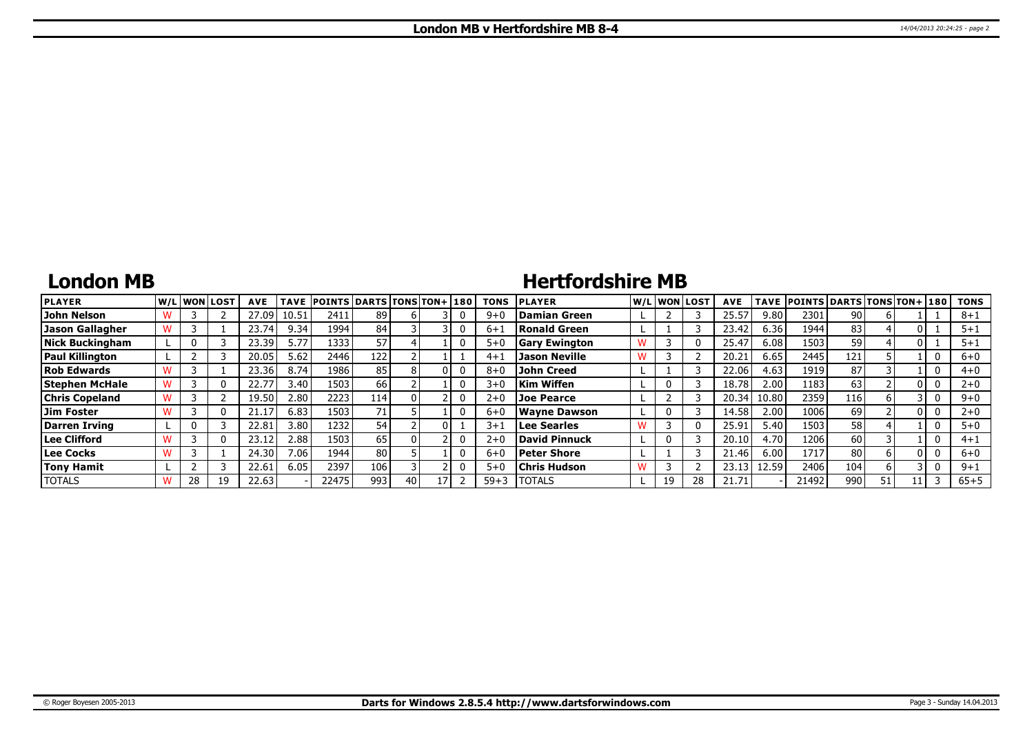# London MB v Hertfordshire MB 8-4

## London MB

| PLAYER | W/L | WON | LOST | AVE | TAVE | POINTS | DARTS | TONS | TON+ | 180 | TONS |
|---|---|---|---|---|---|---|---|---|---|---|---|
| John Nelson | W | 3 | 2 | 27.09 | 10.51 | 2411 | 89 | 6 | 3 | 0 | 9+0 |
| Jason Gallagher | W | 3 | 1 | 23.74 | 9.34 | 1994 | 84 | 3 | 3 | 0 | 6+1 |
| Nick Buckingham | L | 0 | 3 | 23.39 | 5.77 | 1333 | 57 | 4 | 1 | 0 | 5+0 |
| Paul Killington | L | 2 | 3 | 20.05 | 5.62 | 2446 | 122 | 2 | 1 | 1 | 4+1 |
| Rob Edwards | W | 3 | 1 | 23.36 | 8.74 | 1986 | 85 | 8 | 0 | 0 | 8+0 |
| Stephen McHale | W | 3 | 0 | 22.77 | 3.40 | 1503 | 66 | 2 | 1 | 0 | 3+0 |
| Chris Copeland | W | 3 | 2 | 19.50 | 2.80 | 2223 | 114 | 0 | 2 | 0 | 2+0 |
| Jim Foster | W | 3 | 0 | 21.17 | 6.83 | 1503 | 71 | 5 | 1 | 0 | 6+0 |
| Darren Irving | L | 0 | 3 | 22.81 | 3.80 | 1232 | 54 | 2 | 0 | 1 | 3+1 |
| Lee Clifford | W | 3 | 0 | 23.12 | 2.88 | 1503 | 65 | 0 | 2 | 0 | 2+0 |
| Lee Cocks | W | 3 | 1 | 24.30 | 7.06 | 1944 | 80 | 5 | 1 | 0 | 6+0 |
| Tony Hamit | L | 2 | 3 | 22.61 | 6.05 | 2397 | 106 | 3 | 2 | 0 | 5+0 |
| TOTALS | W | 28 | 19 | 22.63 | - | 22475 | 993 | 40 | 17 | 2 | 59+3 |

## Hertfordshire MB

| PLAYER | W/L | WON | LOST | AVE | TAVE | POINTS | DARTS | TONS | TON+ | 180 | TONS |
|---|---|---|---|---|---|---|---|---|---|---|---|
| Damian Green | L | 2 | 3 | 25.57 | 9.80 | 2301 | 90 | 6 | 1 | 1 | 8+1 |
| Ronald Green | L | 1 | 3 | 23.42 | 6.36 | 1944 | 83 | 4 | 0 | 1 | 5+1 |
| Gary Ewington | W | 3 | 0 | 25.47 | 6.08 | 1503 | 59 | 4 | 0 | 1 | 5+1 |
| Jason Neville | W | 3 | 2 | 20.21 | 6.65 | 2445 | 121 | 5 | 1 | 0 | 6+0 |
| John Creed | L | 1 | 3 | 22.06 | 4.63 | 1919 | 87 | 3 | 1 | 0 | 4+0 |
| Kim Wiffen | L | 0 | 3 | 18.78 | 2.00 | 1183 | 63 | 2 | 0 | 0 | 2+0 |
| Joe Pearce | L | 2 | 3 | 20.34 | 10.80 | 2359 | 116 | 6 | 3 | 0 | 9+0 |
| Wayne Dawson | L | 0 | 3 | 14.58 | 2.00 | 1006 | 69 | 2 | 0 | 0 | 2+0 |
| Lee Searles | W | 3 | 0 | 25.91 | 5.40 | 1503 | 58 | 4 | 1 | 0 | 5+0 |
| David Pinnuck | L | 0 | 3 | 20.10 | 4.70 | 1206 | 60 | 3 | 1 | 0 | 4+1 |
| Peter Shore | L | 1 | 3 | 21.46 | 6.00 | 1717 | 80 | 6 | 0 | 0 | 6+0 |
| Chris Hudson | W | 3 | 2 | 23.13 | 12.59 | 2406 | 104 | 6 | 3 | 0 | 9+1 |
| TOTALS | L | 19 | 28 | 21.71 | - | 21492 | 990 | 51 | 11 | 3 | 65+5 |

Darts for Windows 2.8.5.4 http://www.dartsforwindows.com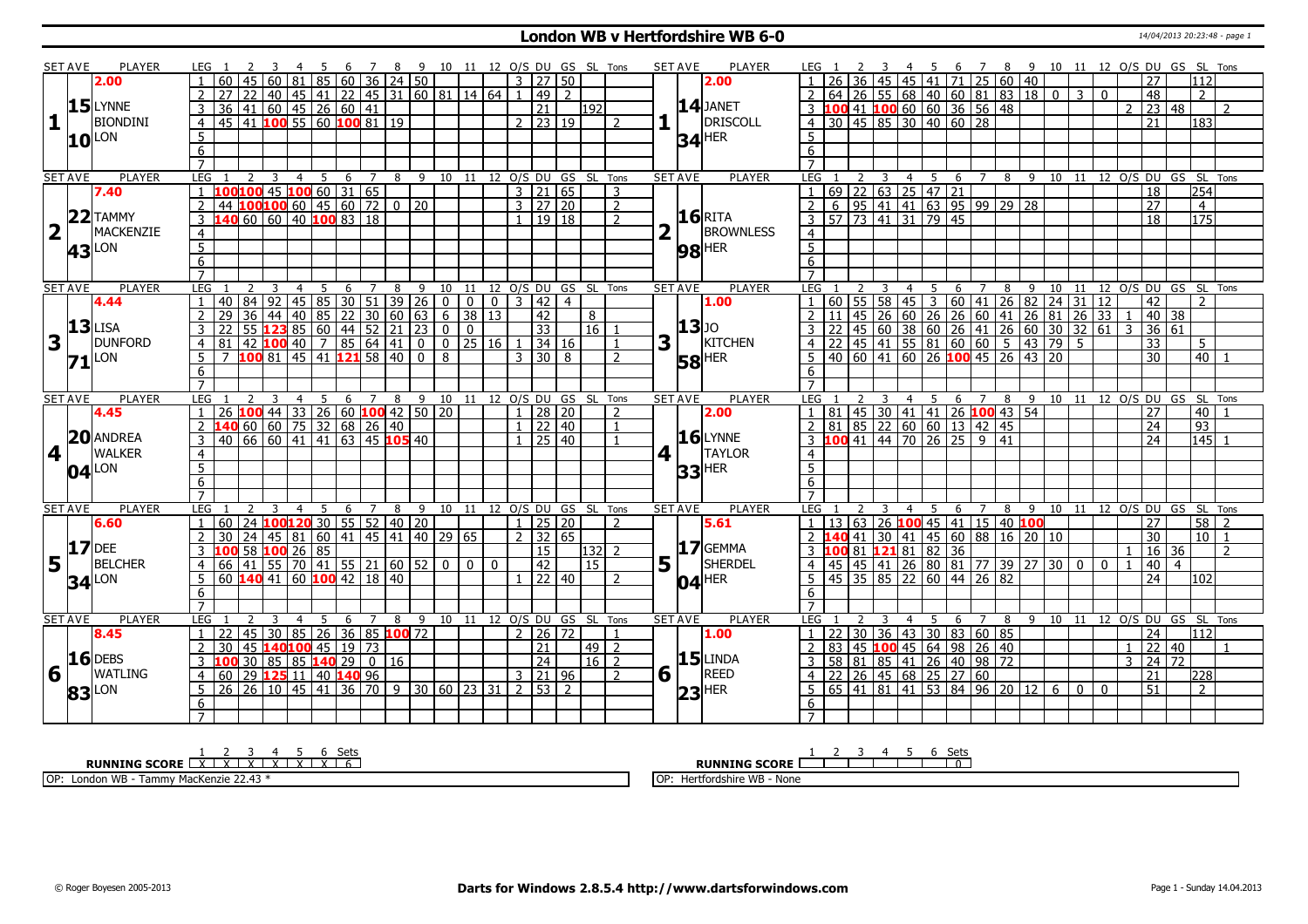# London WB v Hertfordshire WB 6-0

14/04/2013 20:23:48 - page 1

| SET AVE | PLAYER | LEG | 1 | 2 | 3 | 4 | 5 | 6 | 7 | 8 | 9 | 10 | 11 | 12 | O/S | DU | GS | SL | Tons | SET AVE | PLAYER | LEG | 1 | 2 | 3 | 4 | 5 | 6 | 7 | 8 | 9 | 10 | 11 | 12 | O/S | DU | GS | SL | Tons |
|---|---|---|---|---|---|---|---|---|---|---|---|---|---|---|---|---|---|---|---|---|---|---|---|---|---|---|---|---|---|---|---|---|---|---|---|---|---|---|---|
| 2.00 | | 1 | 60 | 45 | 60 | 81 | 85 | 60 | 36 | 24 | 50 | | | | 3 | 27 | 50 | | | 2.00 | | 1 | 26 | 36 | 45 | 45 | 41 | 71 | 25 | 60 | 40 | | | | | 27 | | 112 | |
| 15 | LYNNE | 2 | 27 | 22 | 40 | 45 | 41 | 22 | 45 | 31 | 60 | 81 | 14 | 64 | 1 | 49 | 2 | | | 14 | JANET | 2 | 64 | 26 | 55 | 68 | 40 | 60 | 81 | 83 | 18 | 0 | 3 | 0 | | 48 | | 2 | |
| 1 | BIONDINI | 3 | 36 | 41 | 60 | 45 | 26 | 60 | 41 | | | | | | | 21 | | 192 | | 1 | DRISCOLL | 3 | 100 | 41 | 100 | 60 | 60 | 36 | 56 | 48 | | | | | 2 | 23 | 48 | | 2 |
| 10 | LON | 4 | 45 | 41 | 100 | 55 | 60 | 100 | 81 | 19 | | | | | 2 | 23 | 19 | | 2 | 34 | HER | 4 | 30 | 45 | 85 | 30 | 40 | 60 | 28 | | | | | | | 21 | | 183 | |
| | | 5 | | | | | | | | | | | | | | | | | | | | 5 | | | | | | | | | | | | | | | | | |
| | | 6 | | | | | | | | | | | | | | | | | | | | 6 | | | | | | | | | | | | | | | | | |
| | | 7 | | | | | | | | | | | | | | | | | | | | 7 | | | | | | | | | | | | | | | | | |
| 7.40 | | 1 | 100 | 100 | 45 | 100 | 60 | 31 | 65 | | | | | | 3 | 21 | 65 | | 3 | | | 1 | 69 | 22 | 63 | 25 | 47 | 21 | | | | | | | | 18 | | 254 | |
| 22 | TAMMY | 2 | 44 | 100 | 100 | 60 | 45 | 60 | 72 | 0 | 20 | | | | 3 | 27 | 20 | | 2 | 16 | RITA | 2 | 6 | 95 | 41 | 41 | 63 | 95 | 99 | 29 | 28 | | | | | 27 | | 4 | |
| 2 | MACKENZIE | 3 | 140 | 60 | 60 | 40 | 100 | 83 | 18 | | | | | | 1 | 19 | 18 | | 2 | 2 | BROWNLESS | 3 | 57 | 73 | 41 | 31 | 79 | 45 | | | | | | | | 18 | | 175 | |
| 43 | LON | 4 | | | | | | | | | | | | | | | | | | 98 | HER | 4 | | | | | | | | | | | | | | | | | |
| | | 5 | | | | | | | | | | | | | | | | | | | | 5 | | | | | | | | | | | | | | | | | |
| | | 6 | | | | | | | | | | | | | | | | | | | | 6 | | | | | | | | | | | | | | | | | |
| | | 7 | | | | | | | | | | | | | | | | | | | | 7 | | | | | | | | | | | | | | | | | |
| 4.44 | | 1 | 40 | 84 | 92 | 45 | 85 | 30 | 51 | 39 | 26 | 0 | 0 | 0 | 3 | 42 | 4 | | | 1.00 | | 1 | 60 | 55 | 58 | 45 | 3 | 60 | 41 | 26 | 82 | 24 | 31 | 12 | | 42 | | 2 | |
| 13 | LISA | 2 | 29 | 36 | 44 | 40 | 85 | 22 | 30 | 60 | 63 | 6 | 38 | 13 | | 42 | | 8 | | 13 | JO | 2 | 11 | 45 | 26 | 60 | 26 | 26 | 60 | 41 | 26 | 81 | 26 | 33 | 1 | 40 | 38 | | |
| 3 | DUNFORD | 3 | 22 | 55 | 123 | 85 | 60 | 44 | 52 | 21 | 23 | 0 | 0 | | | 33 | | 16 | 1 | 3 | KITCHEN | 3 | 22 | 45 | 60 | 38 | 60 | 26 | 41 | 26 | 60 | 30 | 32 | 61 | 3 | 36 | 61 | | |
| 71 | LON | 4 | 81 | 42 | 100 | 40 | 7 | 85 | 64 | 41 | 0 | 0 | 25 | 16 | 1 | 34 | 16 | | 1 | 58 | HER | 4 | 22 | 45 | 41 | 55 | 81 | 60 | 60 | 5 | 43 | 79 | 5 | | | 33 | | 5 | |
| | | 5 | 7 | 100 | 81 | 45 | 41 | 121 | 58 | 40 | 0 | 8 | | | 3 | 30 | 8 | | 2 | | | 5 | 40 | 60 | 41 | 60 | 26 | 100 | 45 | 26 | 43 | 20 | | | | 30 | | 40 | 1 |
| | | 6 | | | | | | | | | | | | | | | | | | | | 6 | | | | | | | | | | | | | | | | | |
| | | 7 | | | | | | | | | | | | | | | | | | | | 7 | | | | | | | | | | | | | | | | | |
| 4.45 | | 1 | 26 | 100 | 44 | 33 | 26 | 60 | 100 | 42 | 50 | 20 | | | 1 | 28 | 20 | | 2 | 2.00 | | 1 | 81 | 45 | 30 | 41 | 41 | 26 | 100 | 43 | 54 | | | | | 27 | | 40 | 1 |
| 20 | ANDREA | 2 | 140 | 60 | 60 | 75 | 32 | 68 | 26 | 40 | | | | | 1 | 22 | 40 | | 1 | 16 | LYNNE | 2 | 81 | 85 | 22 | 60 | 60 | 13 | 42 | 45 | | | | | | 24 | | 93 | |
| 4 | WALKER | 3 | 40 | 66 | 60 | 41 | 41 | 63 | 45 | 105 | 40 | | | | 1 | 25 | 40 | | 1 | 4 | TAYLOR | 3 | 100 | 41 | 44 | 70 | 26 | 25 | 9 | 41 | | | | | | 24 | | 145 | 1 |
| 04 | LON | 4 | | | | | | | | | | | | | | | | | | 33 | HER | 4 | | | | | | | | | | | | | | | | | |
| | | 5 | | | | | | | | | | | | | | | | | | | | 5 | | | | | | | | | | | | | | | | | |
| | | 6 | | | | | | | | | | | | | | | | | | | | 6 | | | | | | | | | | | | | | | | | |
| | | 7 | | | | | | | | | | | | | | | | | | | | 7 | | | | | | | | | | | | | | | | | |
| 6.60 | | 1 | 60 | 24 | 100 | 120 | 30 | 55 | 52 | 40 | 20 | | | | 1 | 25 | 20 | | 2 | 5.61 | | 1 | 13 | 63 | 26 | 100 | 45 | 41 | 15 | 40 | 100 | | | | | 27 | | 58 | 2 |
| 17 | DEE | 2 | 30 | 24 | 45 | 81 | 60 | 41 | 45 | 41 | 40 | 29 | 65 | | 2 | 32 | 65 | | | 17 | GEMMA | 2 | 140 | 41 | 30 | 41 | 45 | 60 | 88 | 16 | 20 | 10 | | | | 30 | | 10 | 1 |
| 5 | BELCHER | 3 | 100 | 58 | 100 | 26 | 85 | | | | | | | | | 15 | | 132 | 2 | 5 | SHERDEL | 3 | 100 | 81 | 121 | 81 | 82 | 36 | | | | | | | 1 | 16 | 36 | | 2 |
| 34 | LON | 4 | 66 | 41 | 55 | 70 | 41 | 55 | 21 | 60 | 52 | 0 | 0 | 0 | | 42 | | 15 | | 04 | HER | 4 | 45 | 45 | 41 | 26 | 80 | 81 | 77 | 39 | 27 | 30 | 0 | 0 | 1 | 40 | 4 | | |
| | | 5 | 60 | 140 | 41 | 60 | 100 | 42 | 18 | 40 | | | | | 1 | 22 | 40 | | 2 | | | 5 | 45 | 35 | 85 | 22 | 60 | 44 | 26 | 82 | | | | | | 24 | | 102 | |
| | | 6 | | | | | | | | | | | | | | | | | | | | 6 | | | | | | | | | | | | | | | | | |
| | | 7 | | | | | | | | | | | | | | | | | | | | 7 | | | | | | | | | | | | | | | | | |
| 8.45 | | 1 | 22 | 45 | 30 | 85 | 26 | 36 | 85 | 100 | 72 | | | | 2 | 26 | 72 | | 1 | 1.00 | | 1 | 22 | 30 | 36 | 43 | 30 | 83 | 60 | 85 | | | | | | 24 | | 112 | |
| 16 | DEBS | 2 | 30 | 45 | 140 | 100 | 45 | 19 | 73 | | | | | | | 21 | | 49 | 2 | 15 | LINDA | 2 | 83 | 45 | 100 | 45 | 64 | 98 | 26 | 40 | | | | | 1 | 22 | 40 | | 1 |
| 6 | WATLING | 3 | 100 | 30 | 85 | 85 | 140 | 29 | 0 | 16 | | | | | | 24 | | 16 | 2 | 6 | REED | 3 | 58 | 81 | 85 | 41 | 26 | 40 | 98 | 72 | | | | | 3 | 24 | 72 | | |
| 83 | LON | 4 | 60 | 29 | 125 | 11 | 40 | 140 | 96 | | | | | | 3 | 21 | 96 | | 2 | 23 | HER | 4 | 22 | 26 | 45 | 68 | 25 | 27 | 60 | | | | | | | 21 | | 228 | |
| | | 5 | 26 | 26 | 10 | 45 | 41 | 36 | 70 | 9 | 30 | 60 | 23 | 31 | 2 | 53 | 2 | | | | | 5 | 65 | 41 | 81 | 41 | 53 | 84 | 96 | 20 | 12 | 6 | 0 | 0 | | 51 | | 2 | |
| | | 6 | | | | | | | | | | | | | | | | | | | | 6 | | | | | | | | | | | | | | | | | |
| | | 7 | | | | | | | | | | | | | | | | | | | | 7 | | | | | | | | | | | | | | | | | |

| RUNNING SCORE | 1 | 2 | 3 | 4 | 5 | 6 | Sets |
|---|---|---|---|---|---|---|---|
| London WB | X | X | X | X | X | X | 6 |
| Hertfordshire WB | | | | | | | 0 |

OP: London WB - Tammy MacKenzie 22.43 *

OP: Hertfordshire WB - None

© Roger Boyesen 2005-2013 — Darts for Windows 2.8.5.4 http://www.dartsforwindows.com — Page 1 - Sunday 14.04.2013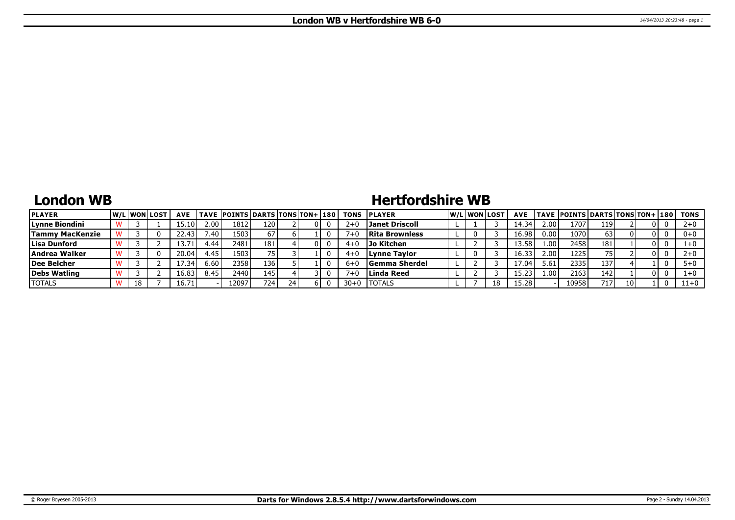# London WB v Hertfordshire WB 6-0

## London WB

| PLAYER | W/L | WON | LOST | AVE | TAVE | POINTS | DARTS | TONS | TON+ | 180 | TONS |
|---|---|---|---|---|---|---|---|---|---|---|---|
| Lynne Biondini | W | 3 | 1 | 15.10 | 2.00 | 1812 | 120 | 2 | 0 | 0 | 2+0 |
| Tammy MacKenzie | W | 3 | 0 | 22.43 | 7.40 | 1503 | 67 | 6 | 1 | 0 | 7+0 |
| Lisa Dunford | W | 3 | 2 | 13.71 | 4.44 | 2481 | 181 | 4 | 0 | 0 | 4+0 |
| Andrea Walker | W | 3 | 0 | 20.04 | 4.45 | 1503 | 75 | 3 | 1 | 0 | 4+0 |
| Dee Belcher | W | 3 | 2 | 17.34 | 6.60 | 2358 | 136 | 5 | 1 | 0 | 6+0 |
| Debs Watling | W | 3 | 2 | 16.83 | 8.45 | 2440 | 145 | 4 | 3 | 0 | 7+0 |
| TOTALS | W | 18 | 7 | 16.71 | - | 12097 | 724 | 24 | 6 | 0 | 30+0 |

## Hertfordshire WB

| PLAYER | W/L | WON | LOST | AVE | TAVE | POINTS | DARTS | TONS | TON+ | 180 | TONS |
|---|---|---|---|---|---|---|---|---|---|---|---|
| Janet Driscoll | L | 1 | 3 | 14.34 | 2.00 | 1707 | 119 | 2 | 0 | 0 | 2+0 |
| Rita Brownless | L | 0 | 3 | 16.98 | 0.00 | 1070 | 63 | 0 | 0 | 0 | 0+0 |
| Jo Kitchen | L | 2 | 3 | 13.58 | 1.00 | 2458 | 181 | 1 | 0 | 0 | 1+0 |
| Lynne Taylor | L | 0 | 3 | 16.33 | 2.00 | 1225 | 75 | 2 | 0 | 0 | 2+0 |
| Gemma Sherdel | L | 2 | 3 | 17.04 | 5.61 | 2335 | 137 | 4 | 1 | 0 | 5+0 |
| Linda Reed | L | 2 | 3 | 15.23 | 1.00 | 2163 | 142 | 1 | 0 | 0 | 1+0 |
| TOTALS | L | 7 | 18 | 15.28 | - | 10958 | 717 | 10 | 1 | 0 | 11+0 |